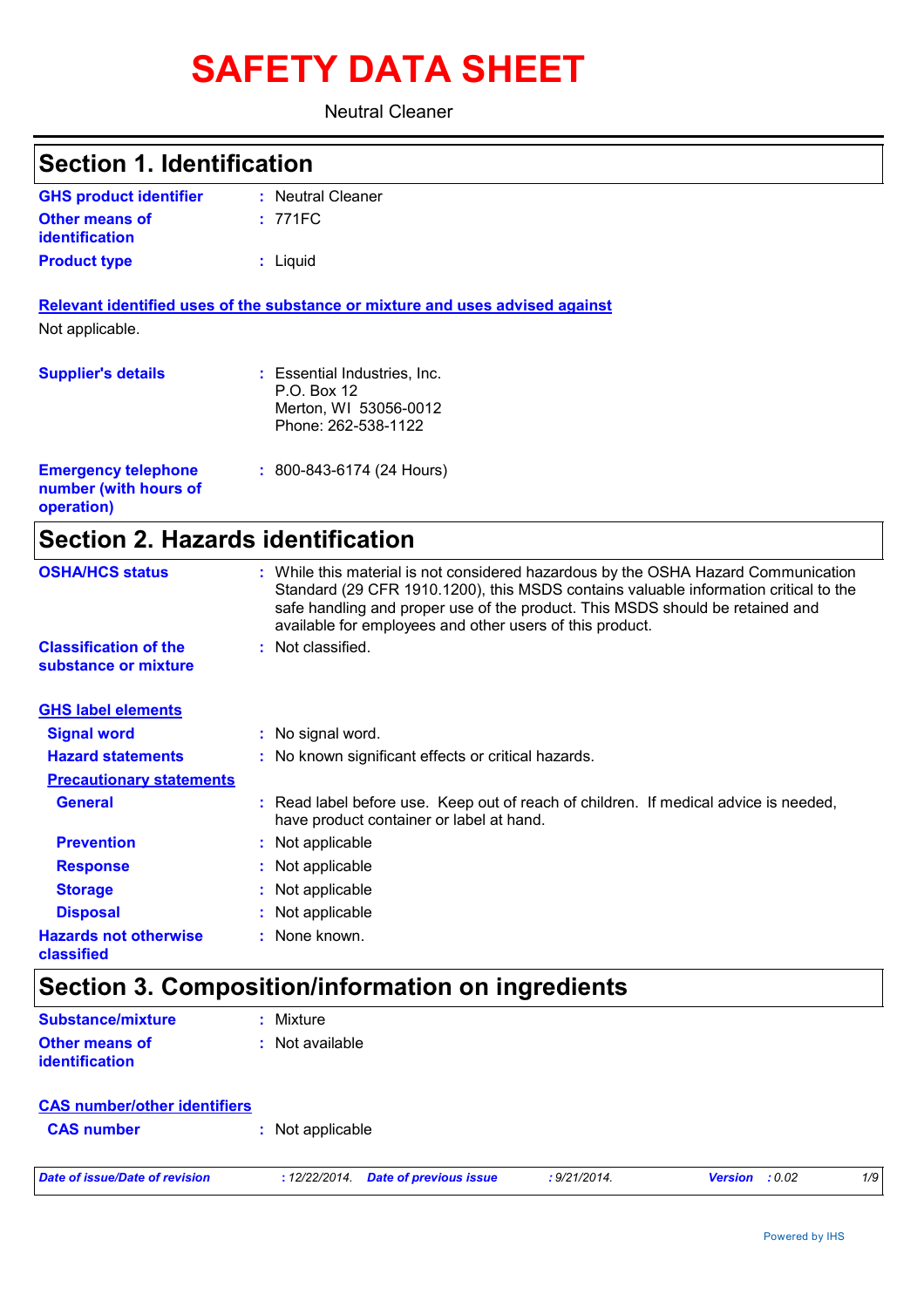# SAFETY DATA SHEET

Neutral Cleaner

## Section 1. Identification

| | | |
|---|---|---|
| **GHS product identifier** | : | Neutral Cleaner |
| **Other means of identification** | : | 771FC |
| **Product type** | : | Liquid |

**Relevant identified uses of the substance or mixture and uses advised against**

Not applicable.

| | | |
|---|---|---|
| **Supplier's details** | : | Essential Industries, Inc.<br>P.O. Box 12<br>Merton, WI 53056-0012<br>Phone: 262-538-1122 |
| **Emergency telephone number (with hours of operation)** | : | 800-843-6174 (24 Hours) |

## Section 2. Hazards identification

| | | |
|---|---|---|
| **OSHA/HCS status** | : | While this material is not considered hazardous by the OSHA Hazard Communication Standard (29 CFR 1910.1200), this MSDS contains valuable information critical to the safe handling and proper use of the product. This MSDS should be retained and available for employees and other users of this product. |
| **Classification of the substance or mixture** | : | Not classified. |

**GHS label elements**

| | | |
|---|---|---|
| **Signal word** | : | No signal word. |
| **Hazard statements** | : | No known significant effects or critical hazards. |

**Precautionary statements**

| | | |
|---|---|---|
| **General** | : | Read label before use. Keep out of reach of children. If medical advice is needed, have product container or label at hand. |
| **Prevention** | : | Not applicable |
| **Response** | : | Not applicable |
| **Storage** | : | Not applicable |
| **Disposal** | : | Not applicable |
| **Hazards not otherwise classified** | : | None known. |

## Section 3. Composition/information on ingredients

| | | |
|---|---|---|
| **Substance/mixture** | : | Mixture |
| **Other means of identification** | : | Not available |

**CAS number/other identifiers**

| | | |
|---|---|---|
| **CAS number** | : | Not applicable |

*Date of issue/Date of revision* : 12/22/2014. *Date of previous issue* : 9/21/2014. *Version* : 0.02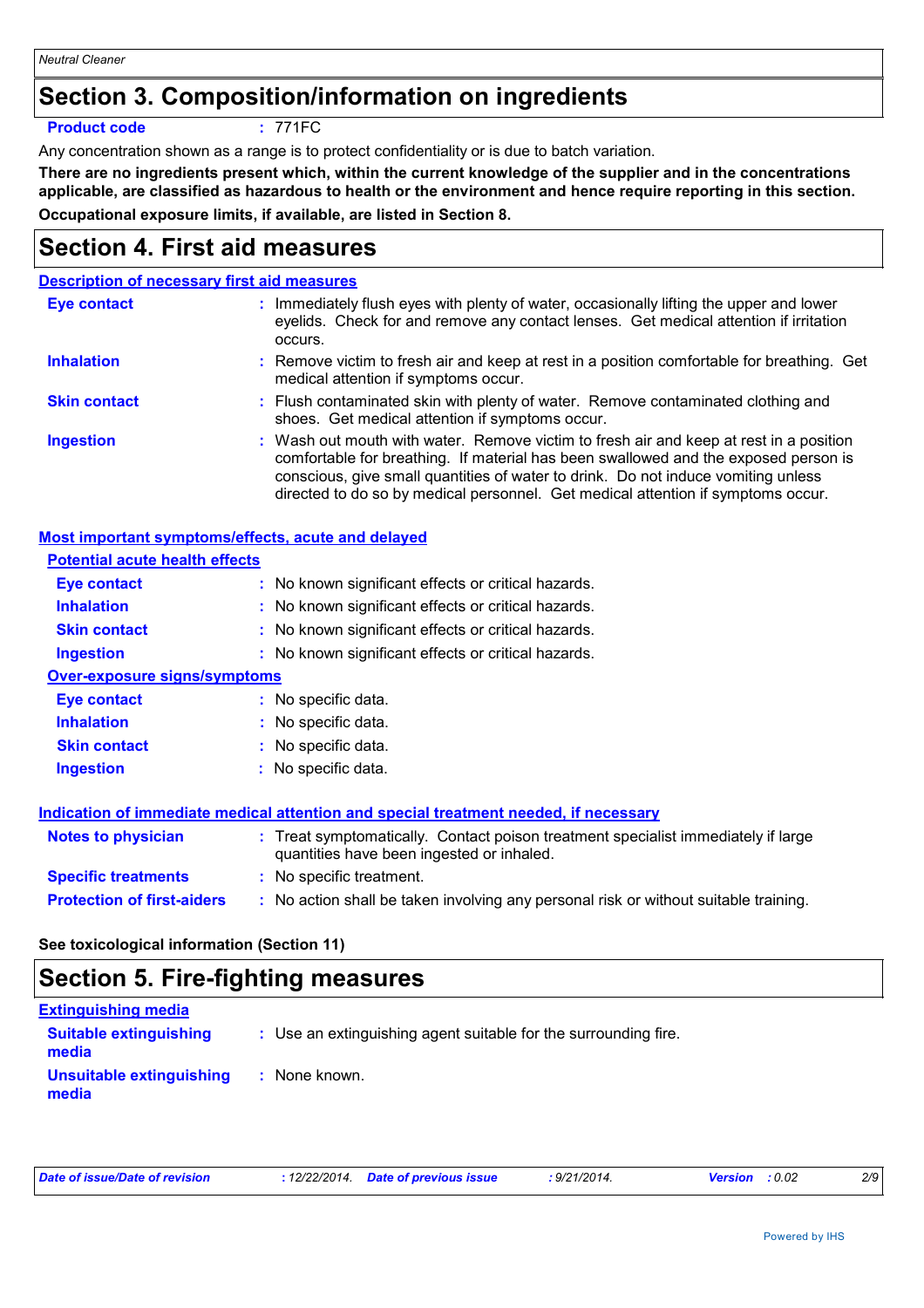## Section 3. Composition/information on ingredients

**Product code** : 771FC

Any concentration shown as a range is to protect confidentiality or is due to batch variation.

**There are no ingredients present which, within the current knowledge of the supplier and in the concentrations applicable, are classified as hazardous to health or the environment and hence require reporting in this section.**

**Occupational exposure limits, if available, are listed in Section 8.**

## Section 4. First aid measures

### Description of necessary first aid measures

**Eye contact** : Immediately flush eyes with plenty of water, occasionally lifting the upper and lower eyelids. Check for and remove any contact lenses. Get medical attention if irritation occurs.

**Inhalation** : Remove victim to fresh air and keep at rest in a position comfortable for breathing. Get medical attention if symptoms occur.

**Skin contact** : Flush contaminated skin with plenty of water. Remove contaminated clothing and shoes. Get medical attention if symptoms occur.

**Ingestion** : Wash out mouth with water. Remove victim to fresh air and keep at rest in a position comfortable for breathing. If material has been swallowed and the exposed person is conscious, give small quantities of water to drink. Do not induce vomiting unless directed to do so by medical personnel. Get medical attention if symptoms occur.

### Most important symptoms/effects, acute and delayed

**Potential acute health effects**

**Eye contact** : No known significant effects or critical hazards.

**Inhalation** : No known significant effects or critical hazards.

**Skin contact** : No known significant effects or critical hazards.

**Ingestion** : No known significant effects or critical hazards.

**Over-exposure signs/symptoms**

**Eye contact** : No specific data.

**Inhalation** : No specific data.

**Skin contact** : No specific data.

**Ingestion** : No specific data.

### Indication of immediate medical attention and special treatment needed, if necessary

**Notes to physician** : Treat symptomatically. Contact poison treatment specialist immediately if large quantities have been ingested or inhaled.

**Specific treatments** : No specific treatment.

**Protection of first-aiders** : No action shall be taken involving any personal risk or without suitable training.

**See toxicological information (Section 11)**

## Section 5. Fire-fighting measures

### Extinguishing media

**Suitable extinguishing media** : Use an extinguishing agent suitable for the surrounding fire.

**Unsuitable extinguishing media** : None known.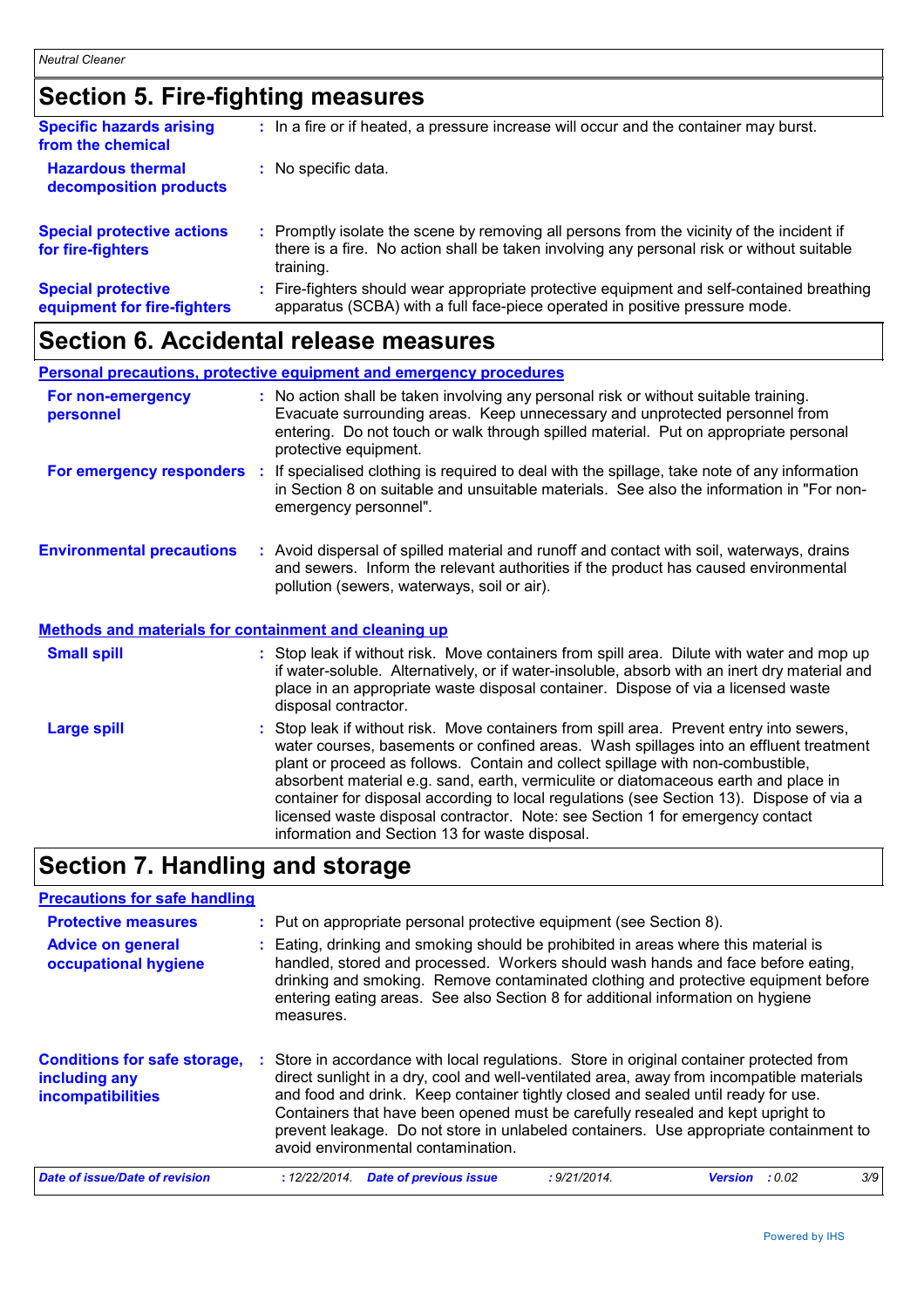## Section 5. Fire-fighting measures

**Specific hazards arising from the chemical** : In a fire or if heated, a pressure increase will occur and the container may burst.

**Hazardous thermal decomposition products** : No specific data.

**Special protective actions for fire-fighters** : Promptly isolate the scene by removing all persons from the vicinity of the incident if there is a fire. No action shall be taken involving any personal risk or without suitable training.

**Special protective equipment for fire-fighters** : Fire-fighters should wear appropriate protective equipment and self-contained breathing apparatus (SCBA) with a full face-piece operated in positive pressure mode.

## Section 6. Accidental release measures

### Personal precautions, protective equipment and emergency procedures

**For non-emergency personnel** : No action shall be taken involving any personal risk or without suitable training. Evacuate surrounding areas. Keep unnecessary and unprotected personnel from entering. Do not touch or walk through spilled material. Put on appropriate personal protective equipment.

**For emergency responders** : If specialised clothing is required to deal with the spillage, take note of any information in Section 8 on suitable and unsuitable materials. See also the information in "For non-emergency personnel".

**Environmental precautions** : Avoid dispersal of spilled material and runoff and contact with soil, waterways, drains and sewers. Inform the relevant authorities if the product has caused environmental pollution (sewers, waterways, soil or air).

### Methods and materials for containment and cleaning up

**Small spill** : Stop leak if without risk. Move containers from spill area. Dilute with water and mop up if water-soluble. Alternatively, or if water-insoluble, absorb with an inert dry material and place in an appropriate waste disposal container. Dispose of via a licensed waste disposal contractor.

**Large spill** : Stop leak if without risk. Move containers from spill area. Prevent entry into sewers, water courses, basements or confined areas. Wash spillages into an effluent treatment plant or proceed as follows. Contain and collect spillage with non-combustible, absorbent material e.g. sand, earth, vermiculite or diatomaceous earth and place in container for disposal according to local regulations (see Section 13). Dispose of via a licensed waste disposal contractor. Note: see Section 1 for emergency contact information and Section 13 for waste disposal.

## Section 7. Handling and storage

### Precautions for safe handling

**Protective measures** : Put on appropriate personal protective equipment (see Section 8).

**Advice on general occupational hygiene** : Eating, drinking and smoking should be prohibited in areas where this material is handled, stored and processed. Workers should wash hands and face before eating, drinking and smoking. Remove contaminated clothing and protective equipment before entering eating areas. See also Section 8 for additional information on hygiene measures.

**Conditions for safe storage, including any incompatibilities** : Store in accordance with local regulations. Store in original container protected from direct sunlight in a dry, cool and well-ventilated area, away from incompatible materials and food and drink. Keep container tightly closed and sealed until ready for use. Containers that have been opened must be carefully resealed and kept upright to prevent leakage. Do not store in unlabeled containers. Use appropriate containment to avoid environmental contamination.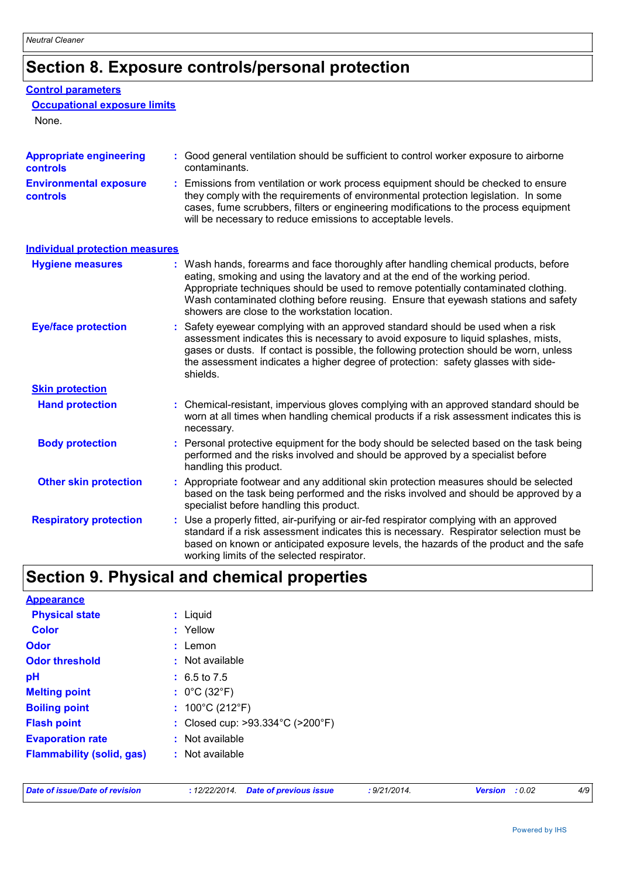## Section 8. Exposure controls/personal protection

### Control parameters

#### Occupational exposure limits

None.

**Appropriate engineering controls** : Good general ventilation should be sufficient to control worker exposure to airborne contaminants.

**Environmental exposure controls** : Emissions from ventilation or work process equipment should be checked to ensure they comply with the requirements of environmental protection legislation. In some cases, fume scrubbers, filters or engineering modifications to the process equipment will be necessary to reduce emissions to acceptable levels.

### Individual protection measures

**Hygiene measures** : Wash hands, forearms and face thoroughly after handling chemical products, before eating, smoking and using the lavatory and at the end of the working period. Appropriate techniques should be used to remove potentially contaminated clothing. Wash contaminated clothing before reusing. Ensure that eyewash stations and safety showers are close to the workstation location.

**Eye/face protection** : Safety eyewear complying with an approved standard should be used when a risk assessment indicates this is necessary to avoid exposure to liquid splashes, mists, gases or dusts. If contact is possible, the following protection should be worn, unless the assessment indicates a higher degree of protection: safety glasses with side-shields.

#### Skin protection

**Hand protection** : Chemical-resistant, impervious gloves complying with an approved standard should be worn at all times when handling chemical products if a risk assessment indicates this is necessary.

**Body protection** : Personal protective equipment for the body should be selected based on the task being performed and the risks involved and should be approved by a specialist before handling this product.

**Other skin protection** : Appropriate footwear and any additional skin protection measures should be selected based on the task being performed and the risks involved and should be approved by a specialist before handling this product.

**Respiratory protection** : Use a properly fitted, air-purifying or air-fed respirator complying with an approved standard if a risk assessment indicates this is necessary. Respirator selection must be based on known or anticipated exposure levels, the hazards of the product and the safe working limits of the selected respirator.

## Section 9. Physical and chemical properties

### Appearance

**Physical state** : Liquid

**Color** : Yellow

**Odor** : Lemon

**Odor threshold** : Not available

**pH** : 6.5 to 7.5

**Melting point** : 0°C (32°F)

**Boiling point** : 100°C (212°F)

**Flash point** : Closed cup: >93.334°C (>200°F)

**Evaporation rate** : Not available

**Flammability (solid, gas)** : Not available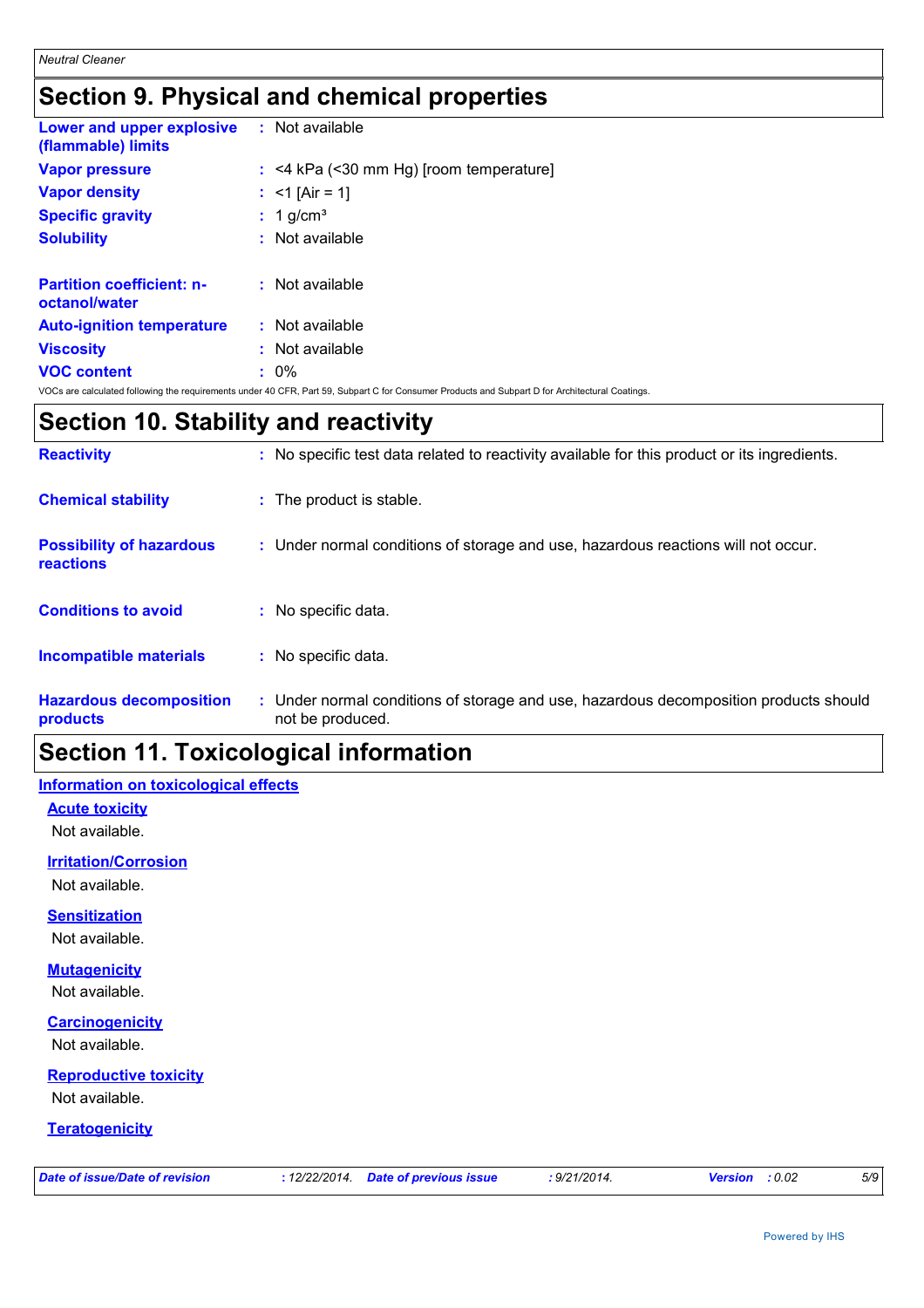# Section 9. Physical and chemical properties

| | |
|---|---|
| **Lower and upper explosive (flammable) limits** | : Not available |
| **Vapor pressure** | : <4 kPa (<30 mm Hg) [room temperature] |
| **Vapor density** | : <1 [Air = 1] |
| **Specific gravity** | : 1 g/cm³ |
| **Solubility** | : Not available |
| **Partition coefficient: n-octanol/water** | : Not available |
| **Auto-ignition temperature** | : Not available |
| **Viscosity** | : Not available |
| **VOC content** | : 0% |

VOCs are calculated following the requirements under 40 CFR, Part 59, Subpart C for Consumer Products and Subpart D for Architectural Coatings.

# Section 10. Stability and reactivity

| | |
|---|---|
| **Reactivity** | : No specific test data related to reactivity available for this product or its ingredients. |
| **Chemical stability** | : The product is stable. |
| **Possibility of hazardous reactions** | : Under normal conditions of storage and use, hazardous reactions will not occur. |
| **Conditions to avoid** | : No specific data. |
| **Incompatible materials** | : No specific data. |
| **Hazardous decomposition products** | : Under normal conditions of storage and use, hazardous decomposition products should not be produced. |

# Section 11. Toxicological information

## Information on toxicological effects

### Acute toxicity

Not available.

### Irritation/Corrosion

Not available.

### Sensitization

Not available.

### Mutagenicity

Not available.

### Carcinogenicity

Not available.

### Reproductive toxicity

Not available.

### Teratogenicity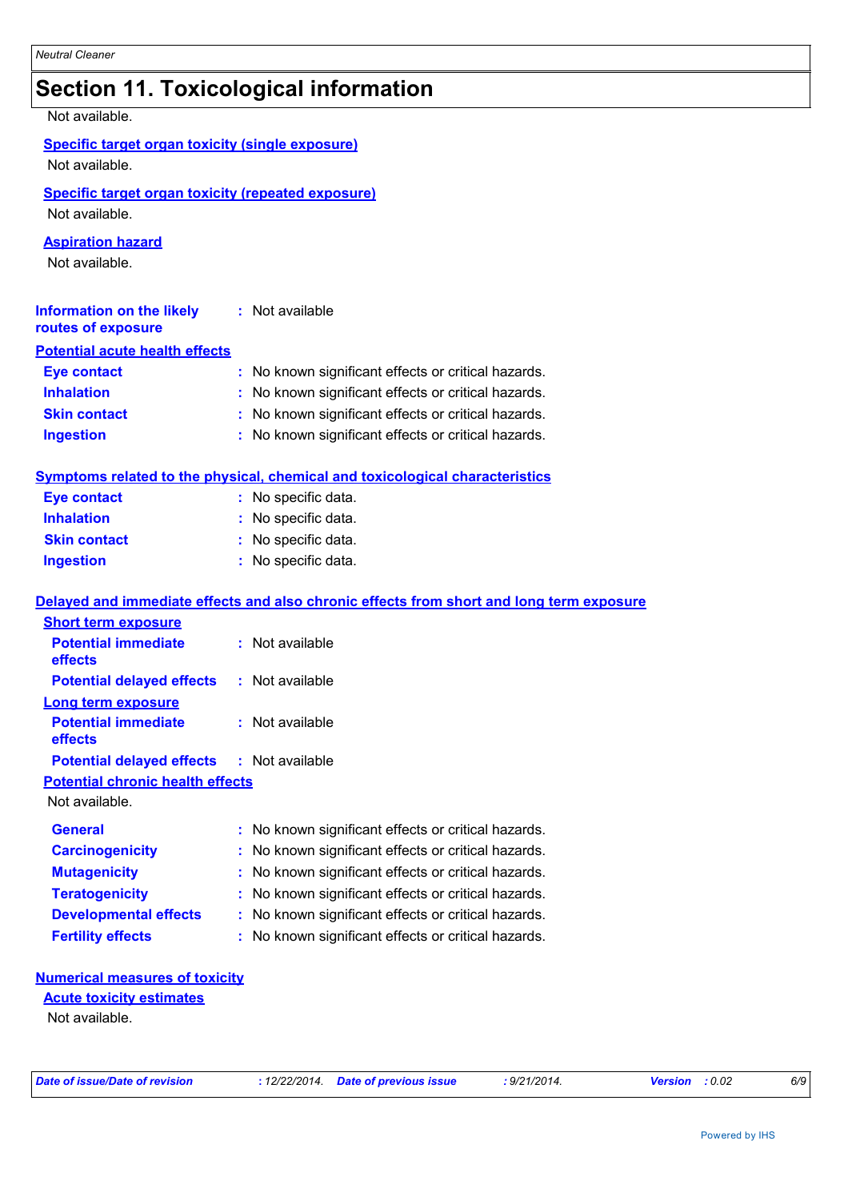# Section 11. Toxicological information

Not available.

**Specific target organ toxicity (single exposure)**

Not available.

**Specific target organ toxicity (repeated exposure)**

Not available.

**Aspiration hazard**

Not available.

**Information on the likely routes of exposure** : Not available

**Potential acute health effects**

**Eye contact** : No known significant effects or critical hazards.
**Inhalation** : No known significant effects or critical hazards.
**Skin contact** : No known significant effects or critical hazards.
**Ingestion** : No known significant effects or critical hazards.

**Symptoms related to the physical, chemical and toxicological characteristics**

**Eye contact** : No specific data.
**Inhalation** : No specific data.
**Skin contact** : No specific data.
**Ingestion** : No specific data.

**Delayed and immediate effects and also chronic effects from short and long term exposure**

**Short term exposure**

**Potential immediate effects** : Not available
**Potential delayed effects** : Not available

**Long term exposure**

**Potential immediate effects** : Not available
**Potential delayed effects** : Not available

**Potential chronic health effects**

Not available.

**General** : No known significant effects or critical hazards.
**Carcinogenicity** : No known significant effects or critical hazards.
**Mutagenicity** : No known significant effects or critical hazards.
**Teratogenicity** : No known significant effects or critical hazards.
**Developmental effects** : No known significant effects or critical hazards.
**Fertility effects** : No known significant effects or critical hazards.

**Numerical measures of toxicity**

**Acute toxicity estimates**

Not available.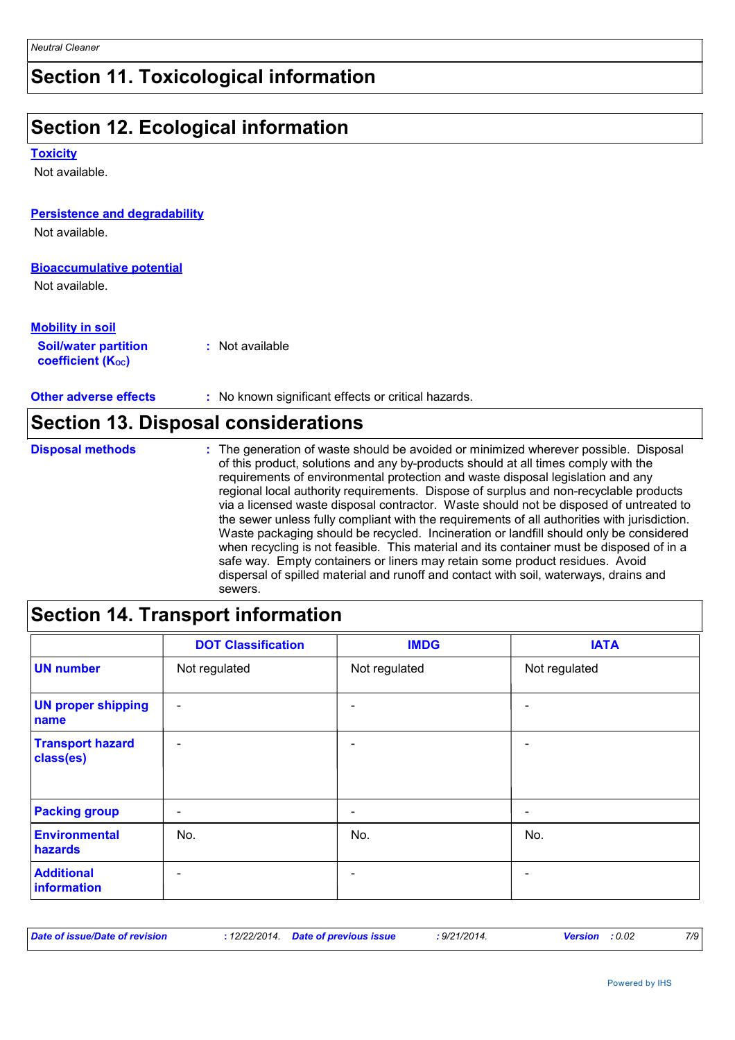## Section 11. Toxicological information

## Section 12. Ecological information

**Toxicity**

Not available.

**Persistence and degradability**

Not available.

**Bioaccumulative potential**

Not available.

**Mobility in soil**

**Soil/water partition coefficient ($K_{OC}$)** : Not available

**Other adverse effects** : No known significant effects or critical hazards.

## Section 13. Disposal considerations

**Disposal methods** : The generation of waste should be avoided or minimized wherever possible. Disposal of this product, solutions and any by-products should at all times comply with the requirements of environmental protection and waste disposal legislation and any regional local authority requirements. Dispose of surplus and non-recyclable products via a licensed waste disposal contractor. Waste should not be disposed of untreated to the sewer unless fully compliant with the requirements of all authorities with jurisdiction. Waste packaging should be recycled. Incineration or landfill should only be considered when recycling is not feasible. This material and its container must be disposed of in a safe way. Empty containers or liners may retain some product residues. Avoid dispersal of spilled material and runoff and contact with soil, waterways, drains and sewers.

## Section 14. Transport information

| | DOT Classification | IMDG | IATA |
|---|---|---|---|
| **UN number** | Not regulated | Not regulated | Not regulated |
| **UN proper shipping name** | - | - | - |
| **Transport hazard class(es)** | - | - | - |
| **Packing group** | - | - | - |
| **Environmental hazards** | No. | No. | No. |
| **Additional information** | - | - | - |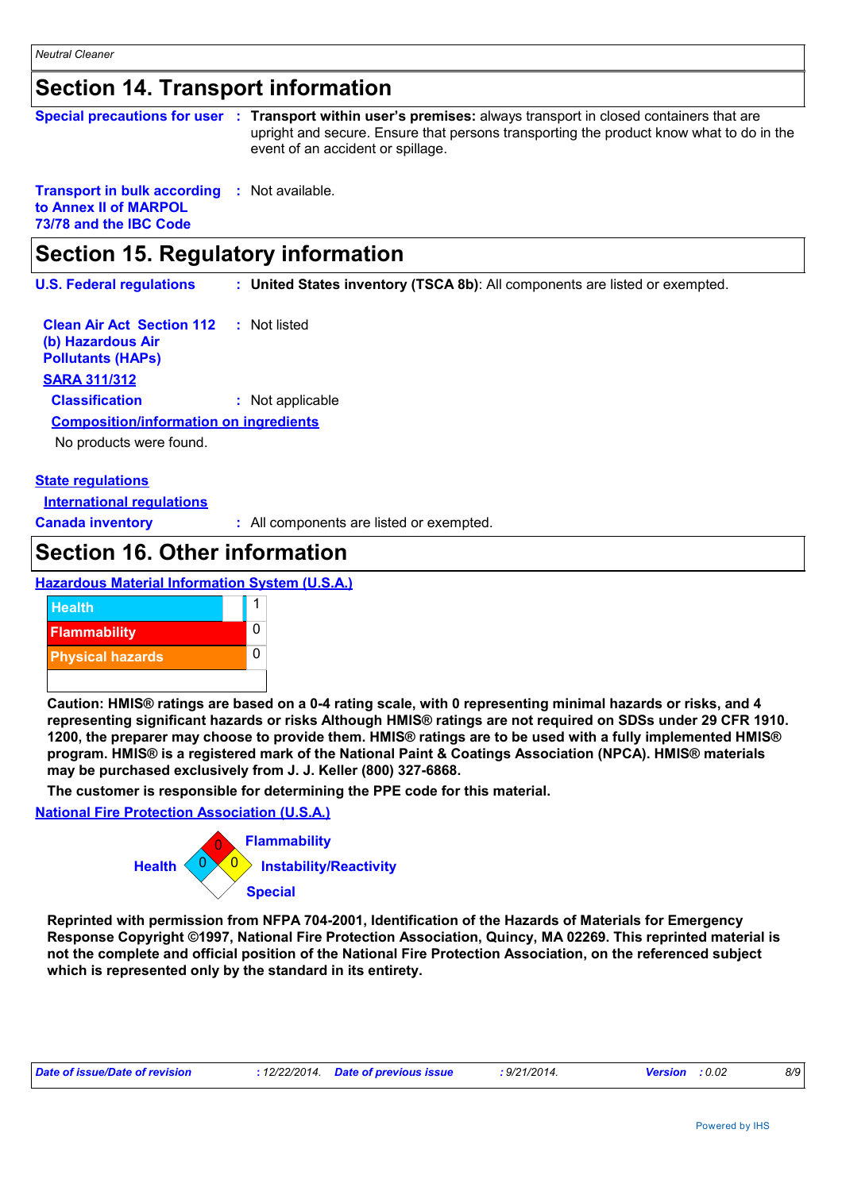## Section 14. Transport information

**Special precautions for user** : **Transport within user's premises:** always transport in closed containers that are upright and secure. Ensure that persons transporting the product know what to do in the event of an accident or spillage.

**Transport in bulk according to Annex II of MARPOL 73/78 and the IBC Code** : Not available.

## Section 15. Regulatory information

**U.S. Federal regulations** : **United States inventory (TSCA 8b)**: All components are listed or exempted.

**Clean Air Act Section 112 (b) Hazardous Air Pollutants (HAPs)** : Not listed

**SARA 311/312**

**Classification** : Not applicable

**Composition/information on ingredients**

No products were found.

**State regulations**

**International regulations**

**Canada inventory** : All components are listed or exempted.

## Section 16. Other information

**Hazardous Material Information System (U.S.A.)**

| | |
|---|---|
| Health | 1 |
| Flammability | 0 |
| Physical hazards | 0 |
| | |

**Caution: HMIS® ratings are based on a 0-4 rating scale, with 0 representing minimal hazards or risks, and 4 representing significant hazards or risks Although HMIS® ratings are not required on SDSs under 29 CFR 1910. 1200, the preparer may choose to provide them. HMIS® ratings are to be used with a fully implemented HMIS® program. HMIS® is a registered mark of the National Paint & Coatings Association (NPCA). HMIS® materials may be purchased exclusively from J. J. Keller (800) 327-6868.**

**The customer is responsible for determining the PPE code for this material.**

**National Fire Protection Association (U.S.A.)**

Flammability: 0
Health: 0
Instability/Reactivity: 0
Special:

**Reprinted with permission from NFPA 704-2001, Identification of the Hazards of Materials for Emergency Response Copyright ©1997, National Fire Protection Association, Quincy, MA 02269. This reprinted material is not the complete and official position of the National Fire Protection Association, on the referenced subject which is represented only by the standard in its entirety.**

*Date of issue/Date of revision* : 12/22/2014. *Date of previous issue* : 9/21/2014. *Version* : 0.02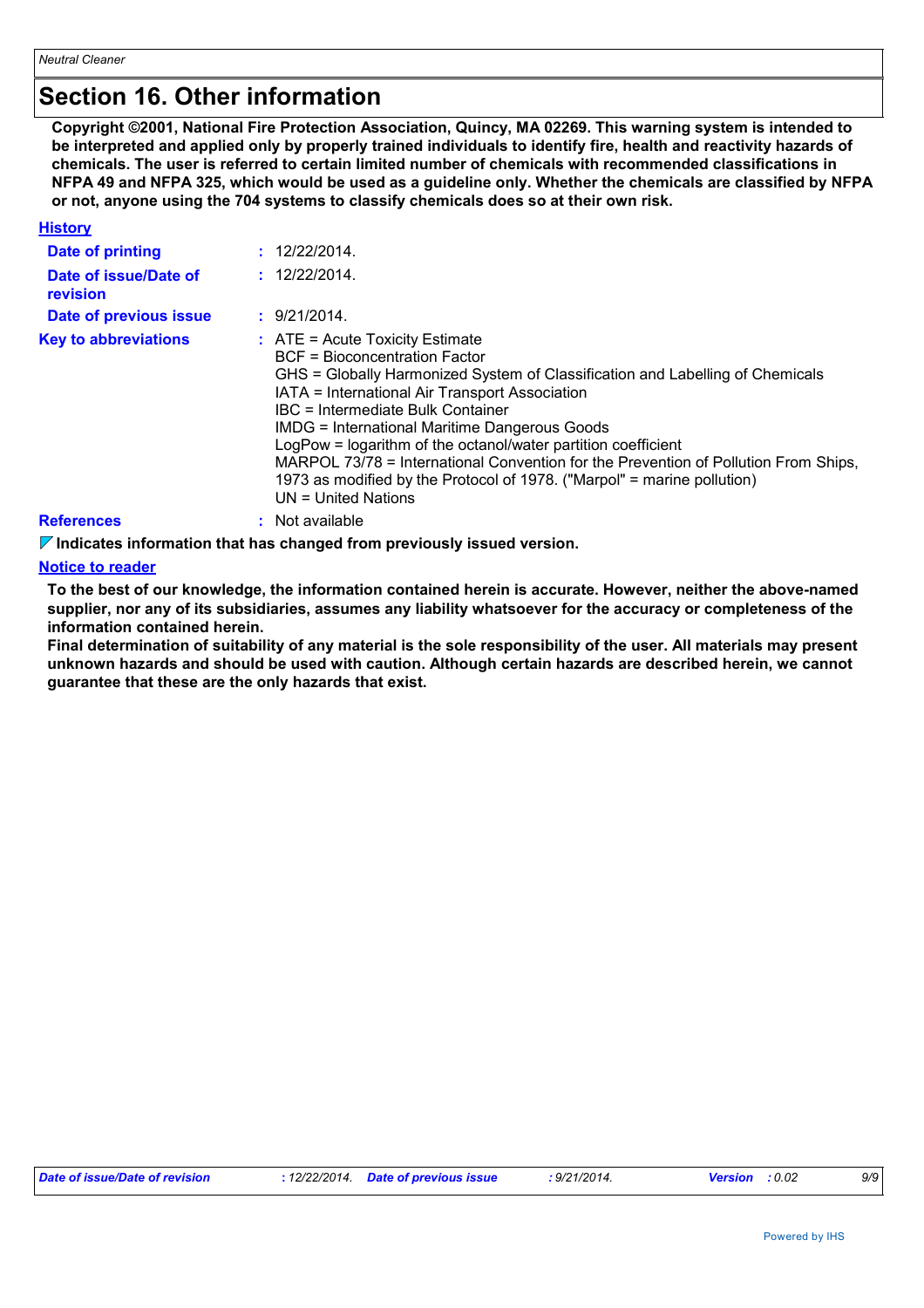# Section 16. Other information

**Copyright ©2001, National Fire Protection Association, Quincy, MA 02269. This warning system is intended to be interpreted and applied only by properly trained individuals to identify fire, health and reactivity hazards of chemicals. The user is referred to certain limited number of chemicals with recommended classifications in NFPA 49 and NFPA 325, which would be used as a guideline only. Whether the chemicals are classified by NFPA or not, anyone using the 704 systems to classify chemicals does so at their own risk.**

## History

**Date of printing** : 12/22/2014.

**Date of issue/Date of revision** : 12/22/2014.

**Date of previous issue** : 9/21/2014.

**Key to abbreviations** :
ATE = Acute Toxicity Estimate
BCF = Bioconcentration Factor
GHS = Globally Harmonized System of Classification and Labelling of Chemicals
IATA = International Air Transport Association
IBC = Intermediate Bulk Container
IMDG = International Maritime Dangerous Goods
LogPow = logarithm of the octanol/water partition coefficient
MARPOL 73/78 = International Convention for the Prevention of Pollution From Ships, 1973 as modified by the Protocol of 1978. ("Marpol" = marine pollution)
UN = United Nations

**References** : Not available

**Indicates information that has changed from previously issued version.**

## Notice to reader

**To the best of our knowledge, the information contained herein is accurate. However, neither the above-named supplier, nor any of its subsidiaries, assumes any liability whatsoever for the accuracy or completeness of the information contained herein.**

**Final determination of suitability of any material is the sole responsibility of the user. All materials may present unknown hazards and should be used with caution. Although certain hazards are described herein, we cannot guarantee that these are the only hazards that exist.**